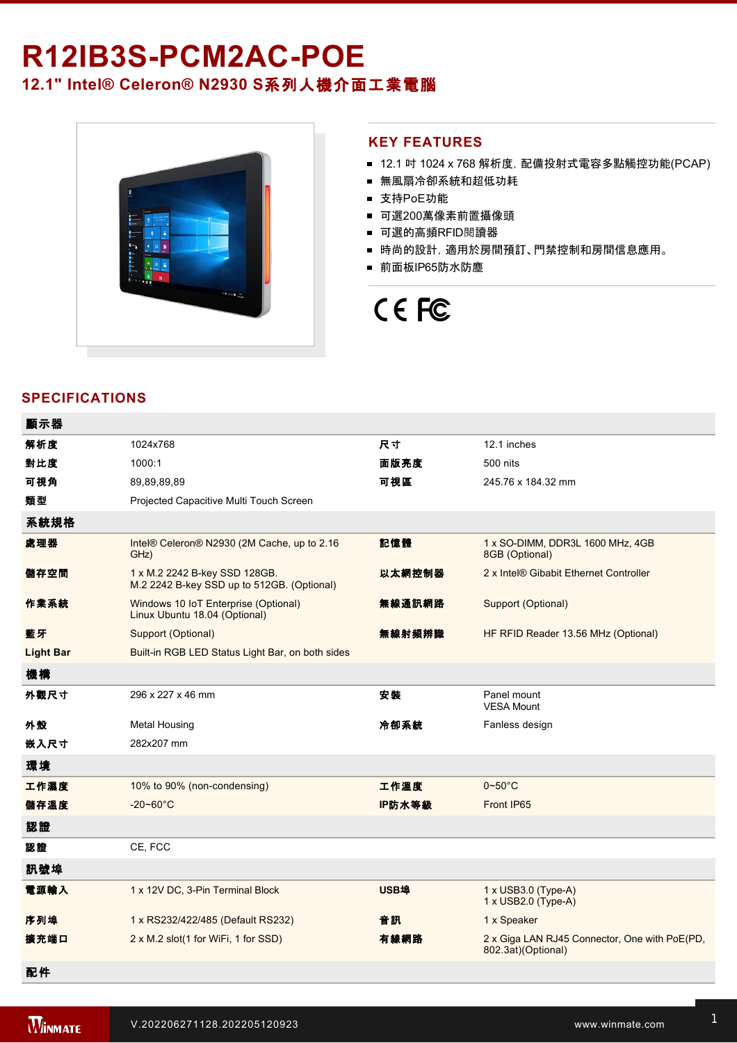# R12IB3S-PCM2AC-POE

## 12.1" Intel® Celeron® N2930 S系列人機介面工業電腦

## KEY FEATURES

- 12.1 吋 1024 x 768 解析度，配備投射式電容多點觸控功能(PCAP)
- 無風扇冷卻系統和超低功耗
- 支持PoE功能
- 可選200萬像素前置攝像頭
- 可選的高頻RFID閱讀器
- 時尚的設計，適用於房間預訂、門禁控制和房間信息應用。
- 前面板IP65防水防塵

## SPECIFICATIONS

| 顯示器 | | | |
|---|---|---|---|
| 解析度 | 1024x768 | 尺寸 | 12.1 inches |
| 對比度 | 1000:1 | 面版亮度 | 500 nits |
| 可視角 | 89,89,89,89 | 可視區 | 245.76 x 184.32 mm |
| 類型 | Projected Capacitive Multi Touch Screen | | |
| **系統規格** | | | |
| 處理器 | Intel® Celeron® N2930 (2M Cache, up to 2.16 GHz) | 記憶體 | 1 x SO-DIMM, DDR3L 1600 MHz, 4GB<br>8GB (Optional) |
| 儲存空間 | 1 x M.2 2242 B-key SSD 128GB.<br>M.2 2242 B-key SSD up to 512GB. (Optional) | 以太網控制器 | 2 x Intel® Gibabit Ethernet Controller |
| 作業系統 | Windows 10 IoT Enterprise (Optional)<br>Linux Ubuntu 18.04 (Optional) | 無線通訊網路 | Support (Optional) |
| 藍牙 | Support (Optional) | 無線射頻辨識 | HF RFID Reader 13.56 MHz (Optional) |
| Light Bar | Built-in RGB LED Status Light Bar, on both sides | | |
| **機構** | | | |
| 外觀尺寸 | 296 x 227 x 46 mm | 安裝 | Panel mount<br>VESA Mount |
| 外殼 | Metal Housing | 冷卻系統 | Fanless design |
| 嵌入尺寸 | 282x207 mm | | |
| **環境** | | | |
| 工作濕度 | 10% to 90% (non-condensing) | 工作溫度 | 0~50°C |
| 儲存溫度 | -20~60°C | IP防水等級 | Front IP65 |
| **認證** | | | |
| 認證 | CE, FCC | | |
| **訊號埠** | | | |
| 電源輸入 | 1 x 12V DC, 3-Pin Terminal Block | USB埠 | 1 x USB3.0 (Type-A)<br>1 x USB2.0 (Type-A) |
| 序列埠 | 1 x RS232/422/485 (Default RS232) | 音訊 | 1 x Speaker |
| 擴充端口 | 2 x M.2 slot(1 for WiFi, 1 for SSD) | 有線網路 | 2 x Giga LAN RJ45 Connector, One with PoE(PD, 802.3at)(Optional) |
| **配件** | | | |

V.202206271128.202205120923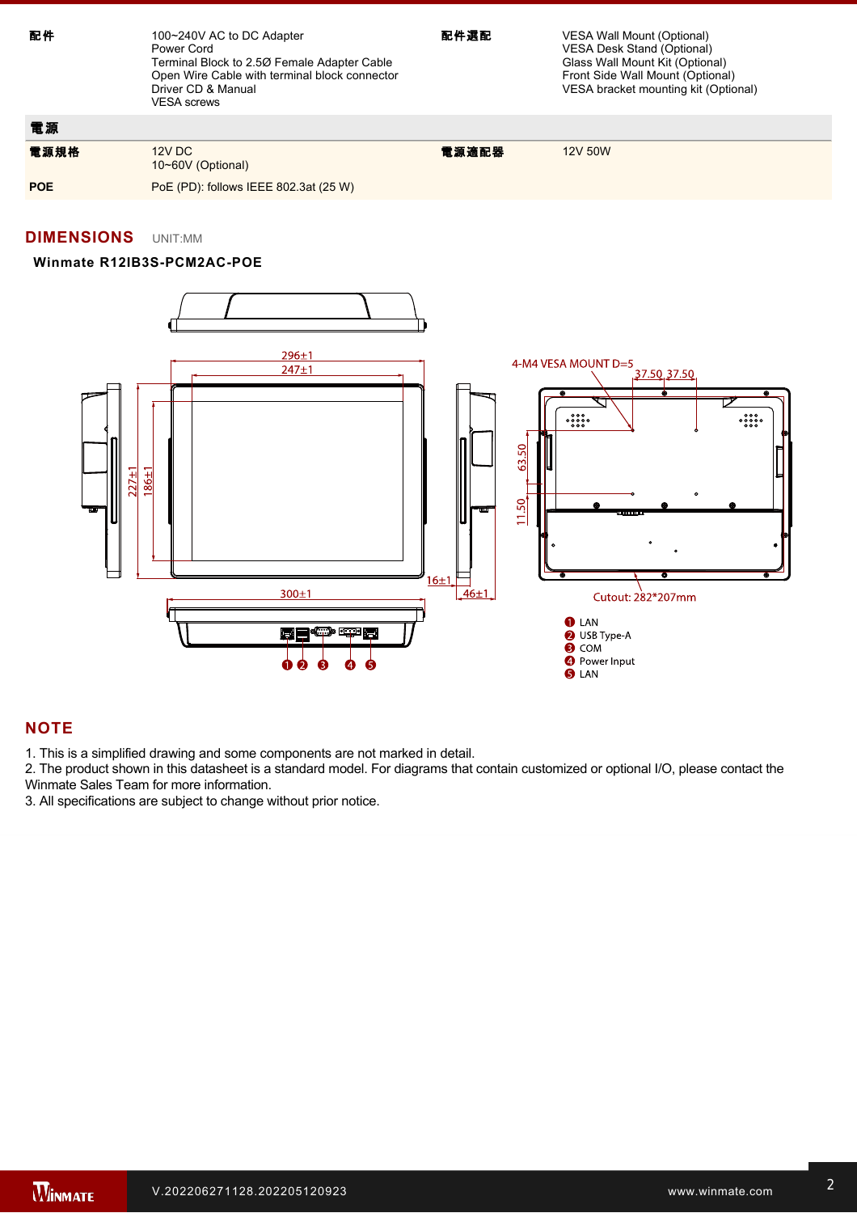| | | | |
|---|---|---|---|
| 配件 | 100~240V AC to DC Adapter<br>Power Cord<br>Terminal Block to 2.5Ø Female Adapter Cable<br>Open Wire Cable with terminal block connector<br>Driver CD & Manual<br>VESA screws | 配件選配 | VESA Wall Mount (Optional)<br>VESA Desk Stand (Optional)<br>Glass Wall Mount Kit (Optional)<br>Front Side Wall Mount (Optional)<br>VESA bracket mounting kit (Optional) |

## 電源

| | | | |
|---|---|---|---|
| 電源規格 | 12V DC<br>10~60V (Optional) | 電源適配器 | 12V 50W |
| POE | PoE (PD): follows IEEE 802.3at (25 W) | | |

## DIMENSIONS

UNIT:MM

**Winmate R12IB3S-PCM2AC-POE**

296±1
247±1
227±1
186±1
16±1
46±1
300±1
4-M4 VESA MOUNT D=5
37.50 37.50
63.50
11.50
Cutout: 282*207mm

1. LAN
2. USB Type-A
3. COM
4. Power Input
5. LAN

## NOTE

1. This is a simplified drawing and some components are not marked in detail.
2. The product shown in this datasheet is a standard model. For diagrams that contain customized or optional I/O, please contact the Winmate Sales Team for more information.
3. All specifications are subject to change without prior notice.